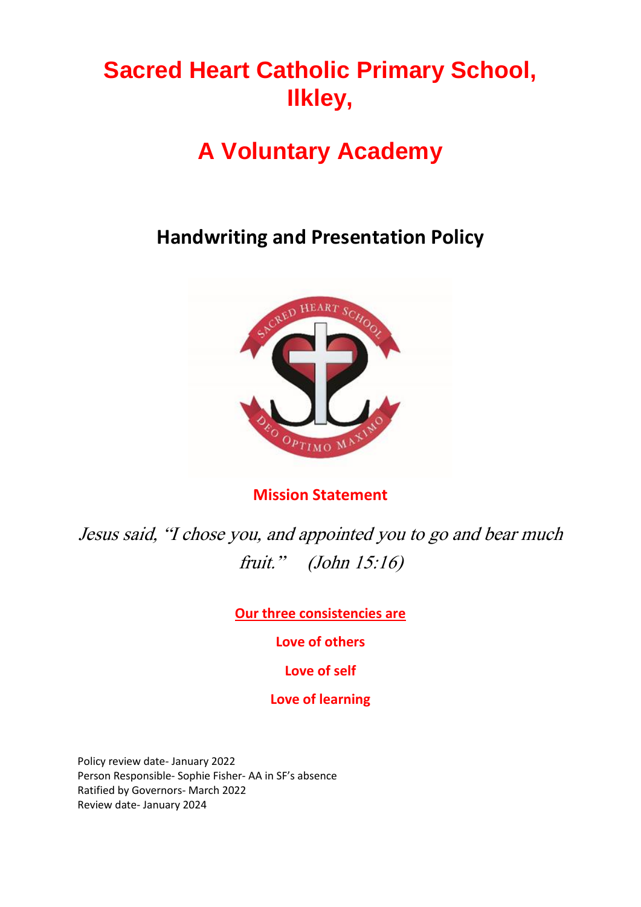# Sacred Heart Catholic Primary School, Ilkley,

# A Voluntary Academy

## Handwriting and Presentation Policy

**Mission Statement**

*Jesus said, "I chose you, and appointed you to go and bear much fruit." (John 15:16)*

**Our three consistencies are**

**Love of others**

**Love of self**

**Love of learning**

Policy review date- January 2022
Person Responsible- Sophie Fisher- AA in SF's absence
Ratified by Governors- March 2022
Review date- January 2024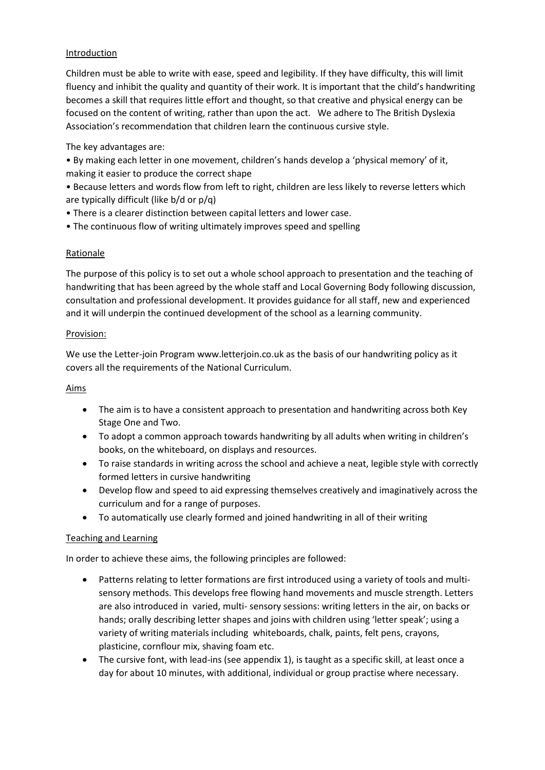## Introduction

Children must be able to write with ease, speed and legibility. If they have difficulty, this will limit fluency and inhibit the quality and quantity of their work. It is important that the child's handwriting becomes a skill that requires little effort and thought, so that creative and physical energy can be focused on the content of writing, rather than upon the act. We adhere to The British Dyslexia Association's recommendation that children learn the continuous cursive style.

The key advantages are:

- By making each letter in one movement, children's hands develop a 'physical memory' of it, making it easier to produce the correct shape
- Because letters and words flow from left to right, children are less likely to reverse letters which are typically difficult (like b/d or p/q)
- There is a clearer distinction between capital letters and lower case.
- The continuous flow of writing ultimately improves speed and spelling

## Rationale

The purpose of this policy is to set out a whole school approach to presentation and the teaching of handwriting that has been agreed by the whole staff and Local Governing Body following discussion, consultation and professional development. It provides guidance for all staff, new and experienced and it will underpin the continued development of the school as a learning community.

## Provision:

We use the Letter-join Program www.letterjoin.co.uk as the basis of our handwriting policy as it covers all the requirements of the National Curriculum.

## Aims

- The aim is to have a consistent approach to presentation and handwriting across both Key Stage One and Two.
- To adopt a common approach towards handwriting by all adults when writing in children's books, on the whiteboard, on displays and resources.
- To raise standards in writing across the school and achieve a neat, legible style with correctly formed letters in cursive handwriting
- Develop flow and speed to aid expressing themselves creatively and imaginatively across the curriculum and for a range of purposes.
- To automatically use clearly formed and joined handwriting in all of their writing

## Teaching and Learning

In order to achieve these aims, the following principles are followed:

- Patterns relating to letter formations are first introduced using a variety of tools and multi-sensory methods. This develops free flowing hand movements and muscle strength. Letters are also introduced in varied, multi- sensory sessions: writing letters in the air, on backs or hands; orally describing letter shapes and joins with children using 'letter speak'; using a variety of writing materials including whiteboards, chalk, paints, felt pens, crayons, plasticine, cornflour mix, shaving foam etc.
- The cursive font, with lead-ins (see appendix 1), is taught as a specific skill, at least once a day for about 10 minutes, with additional, individual or group practise where necessary.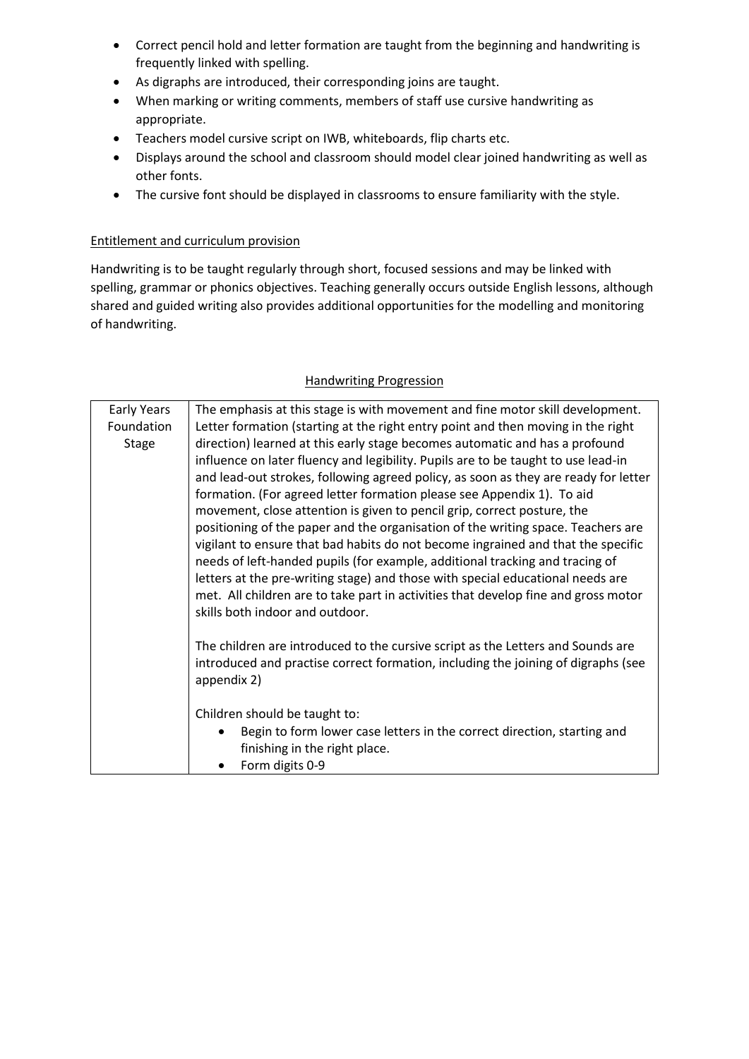- Correct pencil hold and letter formation are taught from the beginning and handwriting is frequently linked with spelling.
- As digraphs are introduced, their corresponding joins are taught.
- When marking or writing comments, members of staff use cursive handwriting as appropriate.
- Teachers model cursive script on IWB, whiteboards, flip charts etc.
- Displays around the school and classroom should model clear joined handwriting as well as other fonts.
- The cursive font should be displayed in classrooms to ensure familiarity with the style.

## Entitlement and curriculum provision

Handwriting is to be taught regularly through short, focused sessions and may be linked with spelling, grammar or phonics objectives. Teaching generally occurs outside English lessons, although shared and guided writing also provides additional opportunities for the modelling and monitoring of handwriting.

## Handwriting Progression

| | |
|---|---|
| Early Years Foundation Stage | The emphasis at this stage is with movement and fine motor skill development. Letter formation (starting at the right entry point and then moving in the right direction) learned at this early stage becomes automatic and has a profound influence on later fluency and legibility. Pupils are to be taught to use lead-in and lead-out strokes, following agreed policy, as soon as they are ready for letter formation. (For agreed letter formation please see Appendix 1). To aid movement, close attention is given to pencil grip, correct posture, the positioning of the paper and the organisation of the writing space. Teachers are vigilant to ensure that bad habits do not become ingrained and that the specific needs of left-handed pupils (for example, additional tracking and tracing of letters at the pre-writing stage) and those with special educational needs are met. All children are to take part in activities that develop fine and gross motor skills both indoor and outdoor.<br><br>The children are introduced to the cursive script as the Letters and Sounds are introduced and practise correct formation, including the joining of digraphs (see appendix 2)<br><br>Children should be taught to:<br>• Begin to form lower case letters in the correct direction, starting and finishing in the right place.<br>• Form digits 0-9 |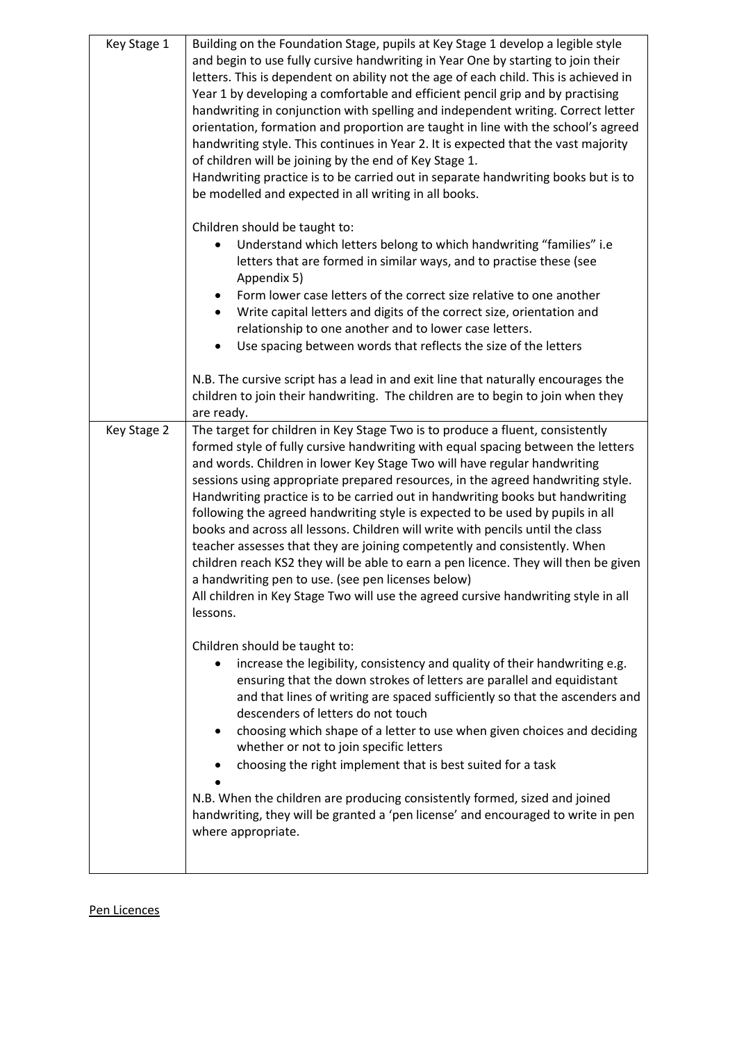| Key Stage 1 | Building on the Foundation Stage, pupils at Key Stage 1 develop a legible style and begin to use fully cursive handwriting in Year One by starting to join their letters. This is dependent on ability not the age of each child. This is achieved in Year 1 by developing a comfortable and efficient pencil grip and by practising handwriting in conjunction with spelling and independent writing. Correct letter orientation, formation and proportion are taught in line with the school's agreed handwriting style. This continues in Year 2. It is expected that the vast majority of children will be joining by the end of Key Stage 1.<br>Handwriting practice is to be carried out in separate handwriting books but is to be modelled and expected in all writing in all books.<br><br>Children should be taught to:<br>• Understand which letters belong to which handwriting "families" i.e letters that are formed in similar ways, and to practise these (see Appendix 5)<br>• Form lower case letters of the correct size relative to one another<br>• Write capital letters and digits of the correct size, orientation and relationship to one another and to lower case letters.<br>• Use spacing between words that reflects the size of the letters<br><br>N.B. The cursive script has a lead in and exit line that naturally encourages the children to join their handwriting. The children are to begin to join when they are ready. |
|---|---|
| Key Stage 2 | The target for children in Key Stage Two is to produce a fluent, consistently formed style of fully cursive handwriting with equal spacing between the letters and words. Children in lower Key Stage Two will have regular handwriting sessions using appropriate prepared resources, in the agreed handwriting style. Handwriting practice is to be carried out in handwriting books but handwriting following the agreed handwriting style is expected to be used by pupils in all books and across all lessons. Children will write with pencils until the class teacher assesses that they are joining competently and consistently. When children reach KS2 they will be able to earn a pen licence. They will then be given a handwriting pen to use. (see pen licenses below)<br>All children in Key Stage Two will use the agreed cursive handwriting style in all lessons.<br><br>Children should be taught to:<br>• increase the legibility, consistency and quality of their handwriting e.g. ensuring that the down strokes of letters are parallel and equidistant and that lines of writing are spaced sufficiently so that the ascenders and descenders of letters do not touch<br>• choosing which shape of a letter to use when given choices and deciding whether or not to join specific letters<br>• choosing the right implement that is best suited for a task<br>•<br><br>N.B. When the children are producing consistently formed, sized and joined handwriting, they will be granted a 'pen license' and encouraged to write in pen where appropriate. |

<u>Pen Licences</u>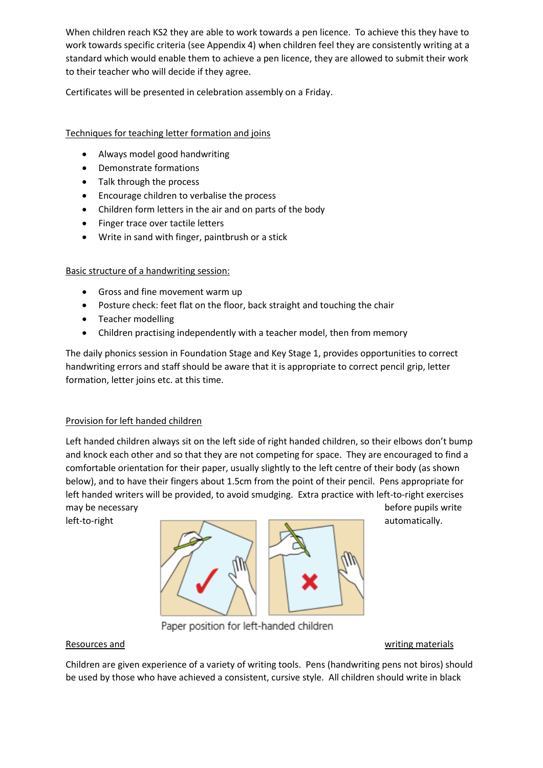When children reach KS2 they are able to work towards a pen licence. To achieve this they have to work towards specific criteria (see Appendix 4) when children feel they are consistently writing at a standard which would enable them to achieve a pen licence, they are allowed to submit their work to their teacher who will decide if they agree.

Certificates will be presented in celebration assembly on a Friday.

Techniques for teaching letter formation and joins

- Always model good handwriting
- Demonstrate formations
- Talk through the process
- Encourage children to verbalise the process
- Children form letters in the air and on parts of the body
- Finger trace over tactile letters
- Write in sand with finger, paintbrush or a stick

Basic structure of a handwriting session:

- Gross and fine movement warm up
- Posture check: feet flat on the floor, back straight and touching the chair
- Teacher modelling
- Children practising independently with a teacher model, then from memory

The daily phonics session in Foundation Stage and Key Stage 1, provides opportunities to correct handwriting errors and staff should be aware that it is appropriate to correct pencil grip, letter formation, letter joins etc. at this time.

Provision for left handed children

Left handed children always sit on the left side of right handed children, so their elbows don't bump and knock each other and so that they are not competing for space. They are encouraged to find a comfortable orientation for their paper, usually slightly to the left centre of their body (as shown below), and to have their fingers about 1.5cm from the point of their pencil. Pens appropriate for left handed writers will be provided, to avoid smudging. Extra practice with left-to-right exercises may be necessary before pupils write left-to-right automatically.

Paper position for left-handed children

Resources and writing materials

Children are given experience of a variety of writing tools. Pens (handwriting pens not biros) should be used by those who have achieved a consistent, cursive style. All children should write in black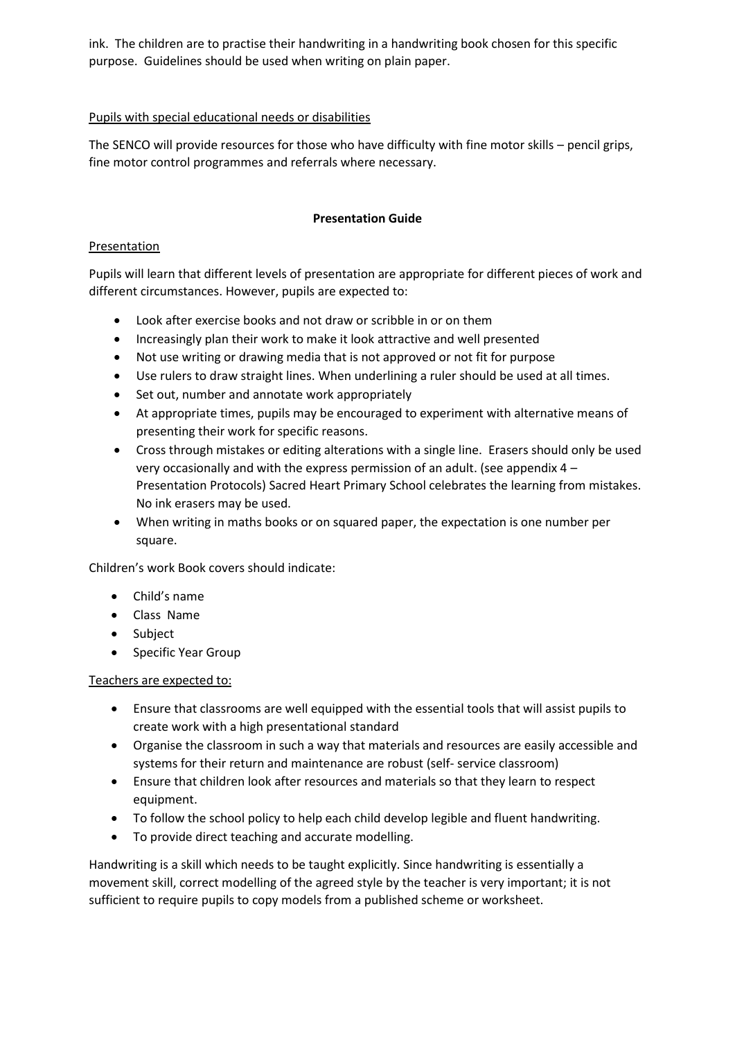ink. The children are to practise their handwriting in a handwriting book chosen for this specific purpose. Guidelines should be used when writing on plain paper.

Pupils with special educational needs or disabilities

The SENCO will provide resources for those who have difficulty with fine motor skills – pencil grips, fine motor control programmes and referrals where necessary.

**Presentation Guide**

Presentation

Pupils will learn that different levels of presentation are appropriate for different pieces of work and different circumstances. However, pupils are expected to:

- Look after exercise books and not draw or scribble in or on them
- Increasingly plan their work to make it look attractive and well presented
- Not use writing or drawing media that is not approved or not fit for purpose
- Use rulers to draw straight lines. When underlining a ruler should be used at all times.
- Set out, number and annotate work appropriately
- At appropriate times, pupils may be encouraged to experiment with alternative means of presenting their work for specific reasons.
- Cross through mistakes or editing alterations with a single line. Erasers should only be used very occasionally and with the express permission of an adult. (see appendix 4 – Presentation Protocols) Sacred Heart Primary School celebrates the learning from mistakes. No ink erasers may be used.
- When writing in maths books or on squared paper, the expectation is one number per square.

Children's work Book covers should indicate:

- Child's name
- Class Name
- Subject
- Specific Year Group

Teachers are expected to:

- Ensure that classrooms are well equipped with the essential tools that will assist pupils to create work with a high presentational standard
- Organise the classroom in such a way that materials and resources are easily accessible and systems for their return and maintenance are robust (self- service classroom)
- Ensure that children look after resources and materials so that they learn to respect equipment.
- To follow the school policy to help each child develop legible and fluent handwriting.
- To provide direct teaching and accurate modelling.

Handwriting is a skill which needs to be taught explicitly. Since handwriting is essentially a movement skill, correct modelling of the agreed style by the teacher is very important; it is not sufficient to require pupils to copy models from a published scheme or worksheet.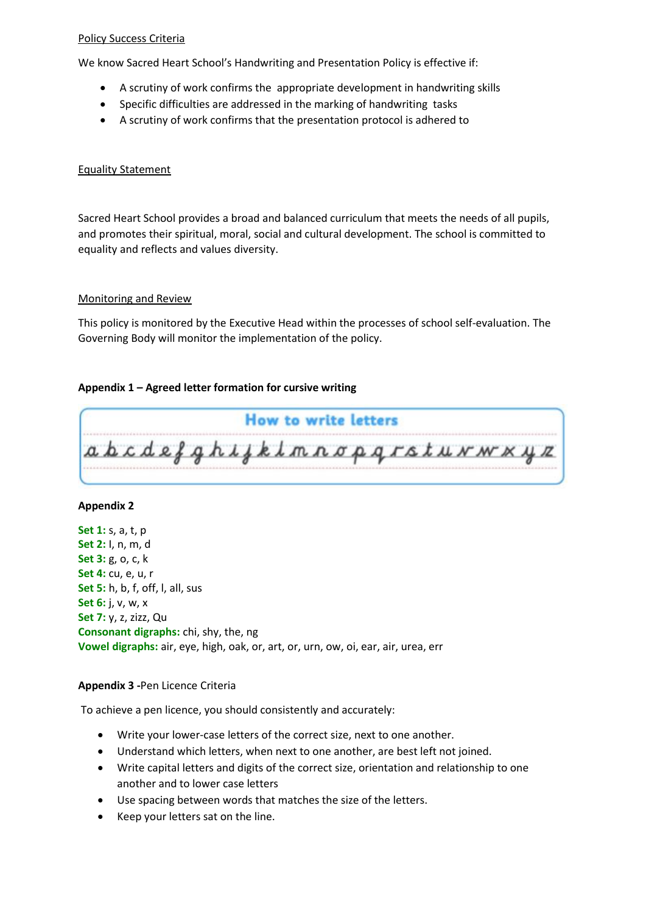Policy Success Criteria

We know Sacred Heart School's Handwriting and Presentation Policy is effective if:

- A scrutiny of work confirms the appropriate development in handwriting skills
- Specific difficulties are addressed in the marking of handwriting tasks
- A scrutiny of work confirms that the presentation protocol is adhered to

Equality Statement

Sacred Heart School provides a broad and balanced curriculum that meets the needs of all pupils, and promotes their spiritual, moral, social and cultural development. The school is committed to equality and reflects and values diversity.

Monitoring and Review

This policy is monitored by the Executive Head within the processes of school self-evaluation. The Governing Body will monitor the implementation of the policy.

**Appendix 1 – Agreed letter formation for cursive writing**

How to write letters

a b c d e f g h i j k l m n o p q r s t u v w x y z

**Appendix 2**

**Set 1:** s, a, t, p
**Set 2:** l, n, m, d
**Set 3:** g, o, c, k
**Set 4:** cu, e, u, r
**Set 5:** h, b, f, off, l, all, sus
**Set 6:** j, v, w, x
**Set 7:** y, z, zizz, Qu
**Consonant digraphs:** chi, shy, the, ng
**Vowel digraphs:** air, eye, high, oak, or, art, or, urn, ow, oi, ear, air, urea, err

**Appendix 3 -**Pen Licence Criteria

To achieve a pen licence, you should consistently and accurately:

- Write your lower-case letters of the correct size, next to one another.
- Understand which letters, when next to one another, are best left not joined.
- Write capital letters and digits of the correct size, orientation and relationship to one another and to lower case letters
- Use spacing between words that matches the size of the letters.
- Keep your letters sat on the line.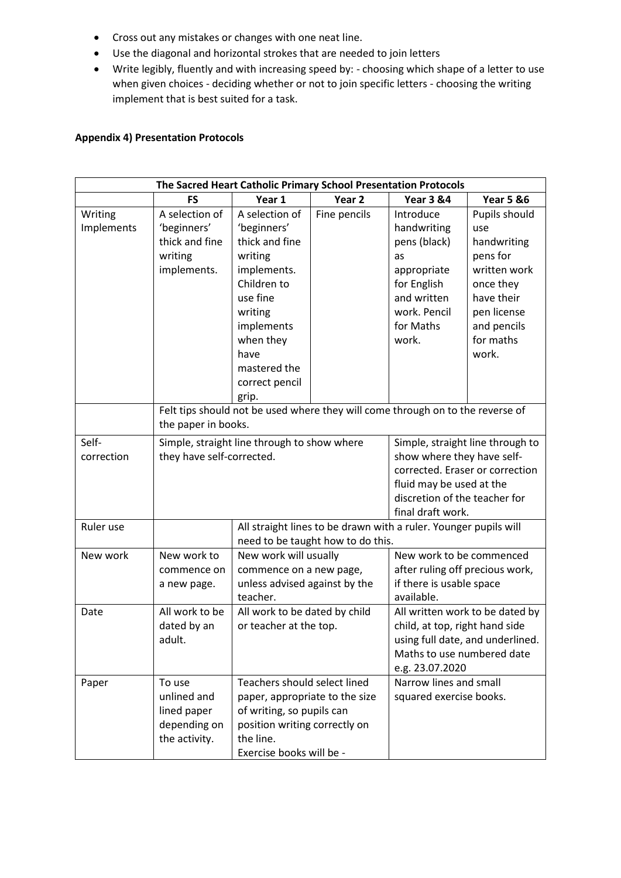- Cross out any mistakes or changes with one neat line.
- Use the diagonal and horizontal strokes that are needed to join letters
- Write legibly, fluently and with increasing speed by: - choosing which shape of a letter to use when given choices - deciding whether or not to join specific letters - choosing the writing implement that is best suited for a task.

**Appendix 4) Presentation Protocols**

| The Sacred Heart Catholic Primary School Presentation Protocols | | | | | |
|---|---|---|---|---|---|
| | **FS** | **Year 1** | **Year 2** | **Year 3 &4** | **Year 5 &6** |
| Writing Implements | A selection of 'beginners' thick and fine writing implements. | A selection of 'beginners' thick and fine writing implements. Children to use fine writing implements when they have mastered the correct pencil grip. | Fine pencils | Introduce handwriting pens (black) as appropriate for English and written work. Pencil for Maths work. | Pupils should use handwriting pens for written work once they have their pen license and pencils for maths work. |
| | Felt tips should not be used where they will come through on to the reverse of the paper in books. | | | | |
| Self-correction | Simple, straight line through to show where they have self-corrected. | | | Simple, straight line through to show where they have self-corrected. Eraser or correction fluid may be used at the discretion of the teacher for final draft work. | |
| Ruler use | | All straight lines to be drawn with a ruler. Younger pupils will need to be taught how to do this. | | | |
| New work | New work to commence on a new page. | New work will usually commence on a new page, unless advised against by the teacher. | | New work to be commenced after ruling off precious work, if there is usable space available. | |
| Date | All work to be dated by an adult. | All work to be dated by child or teacher at the top. | | All written work to be dated by child, at top, right hand side using full date, and underlined. Maths to use numbered date e.g. 23.07.2020 | |
| Paper | To use unlined and lined paper depending on the activity. | Teachers should select lined paper, appropriate to the size of writing, so pupils can position writing correctly on the line. Exercise books will be - | | Narrow lines and small squared exercise books. | |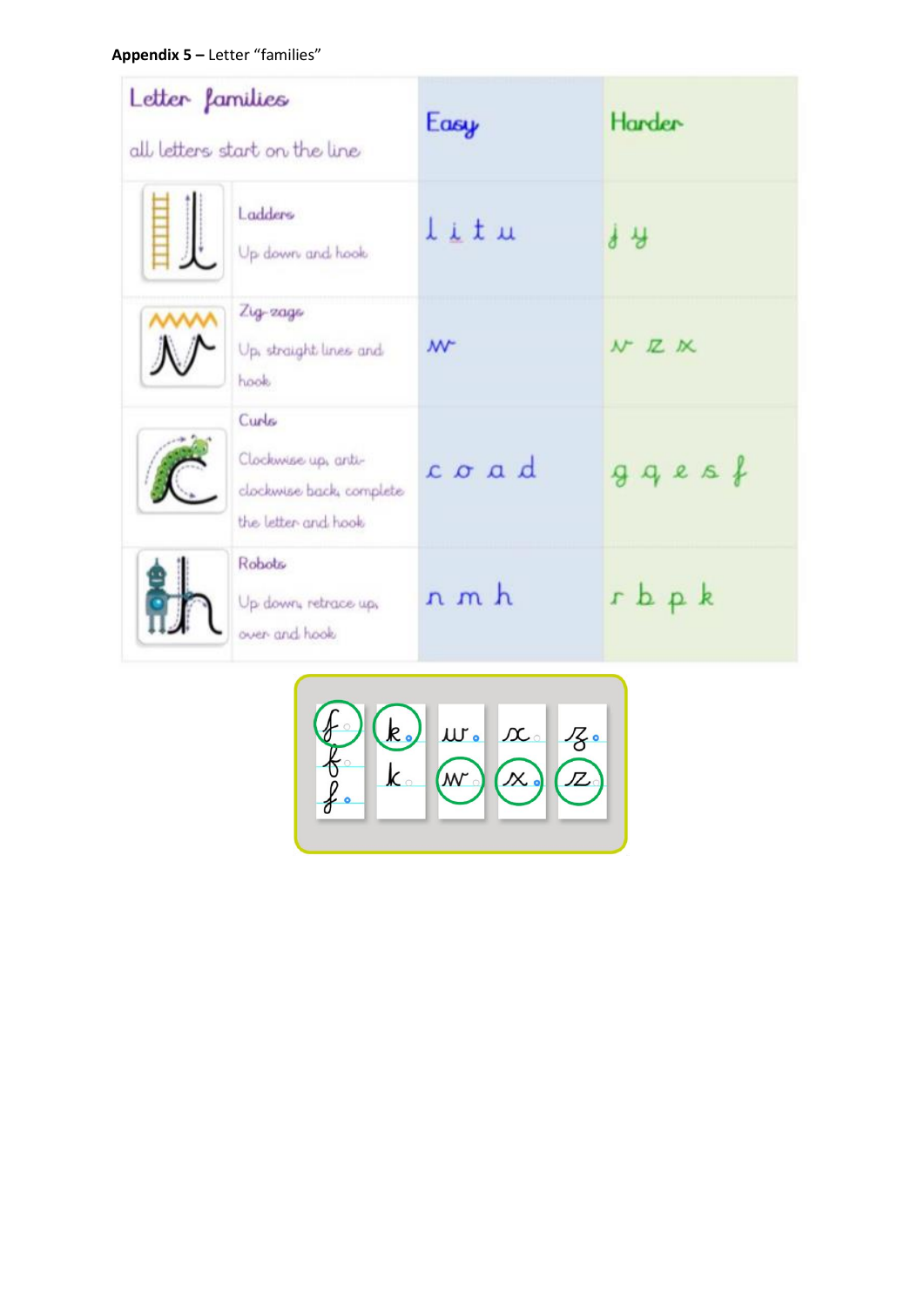**Appendix 5 –** Letter "families"

| Letter families<br>all letters start on the line | Easy | Harder |
| --- | --- | --- |
| Ladders<br>Up down and hook | l i t u | j y |
| Zig-zags<br>Up, straight lines and hook | w | v z x |
| Curls<br>Clockwise up, anti-clockwise back, complete the letter and hook | c o a d | g q e s f |
| Robots<br>Up down, retrace up, over and hook | n m h | r b p k |